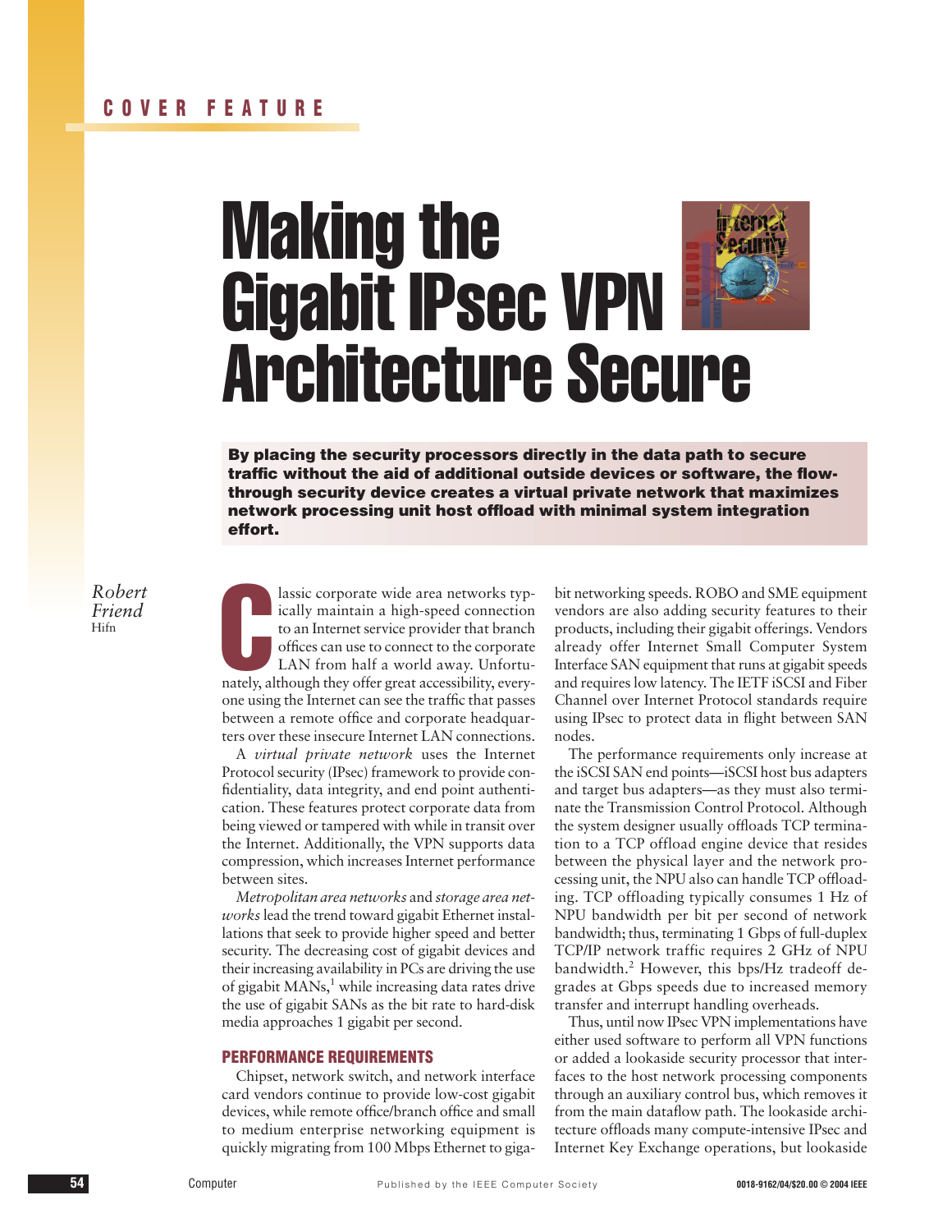COVER FEATURE

# Making the Gigabit IPsec VPN Architecture Secure

**By placing the security processors directly in the data path to secure traffic without the aid of additional outside devices or software, the flow-through security device creates a virtual private network that maximizes network processing unit host offload with minimal system integration effort.**

*Robert Friend*
Hifn

Classic corporate wide area networks typically maintain a high-speed connection to an Internet service provider that branch offices can use to connect to the corporate LAN from half a world away. Unfortunately, although they offer great accessibility, everyone using the Internet can see the traffic that passes between a remote office and corporate headquarters over these insecure Internet LAN connections.

A *virtual private network* uses the Internet Protocol security (IPsec) framework to provide confidentiality, data integrity, and end point authentication. These features protect corporate data from being viewed or tampered with while in transit over the Internet. Additionally, the VPN supports data compression, which increases Internet performance between sites.

*Metropolitan area networks* and *storage area networks* lead the trend toward gigabit Ethernet installations that seek to provide higher speed and better security. The decreasing cost of gigabit devices and their increasing availability in PCs are driving the use of gigabit MANs,[1] while increasing data rates drive the use of gigabit SANs as the bit rate to hard-disk media approaches 1 gigabit per second.

## PERFORMANCE REQUIREMENTS

Chipset, network switch, and network interface card vendors continue to provide low-cost gigabit devices, while remote office/branch office and small to medium enterprise networking equipment is quickly migrating from 100 Mbps Ethernet to gigabit networking speeds. ROBO and SME equipment vendors are also adding security features to their products, including their gigabit offerings. Vendors already offer Internet Small Computer System Interface SAN equipment that runs at gigabit speeds and requires low latency. The IETF iSCSI and Fiber Channel over Internet Protocol standards require using IPsec to protect data in flight between SAN nodes.

The performance requirements only increase at the iSCSI SAN end points—iSCSI host bus adapters and target bus adapters—as they must also terminate the Transmission Control Protocol. Although the system designer usually offloads TCP termination to a TCP offload engine device that resides between the physical layer and the network processing unit, the NPU also can handle TCP offloading. TCP offloading typically consumes 1 Hz of NPU bandwidth per bit per second of network bandwidth; thus, terminating 1 Gbps of full-duplex TCP/IP network traffic requires 2 GHz of NPU bandwidth.[2] However, this bps/Hz tradeoff degrades at Gbps speeds due to increased memory transfer and interrupt handling overheads.

Thus, until now IPsec VPN implementations have either used software to perform all VPN functions or added a lookaside security processor that interfaces to the host network processing components through an auxiliary control bus, which removes it from the main dataflow path. The lookaside architecture offloads many compute-intensive IPsec and Internet Key Exchange operations, but lookaside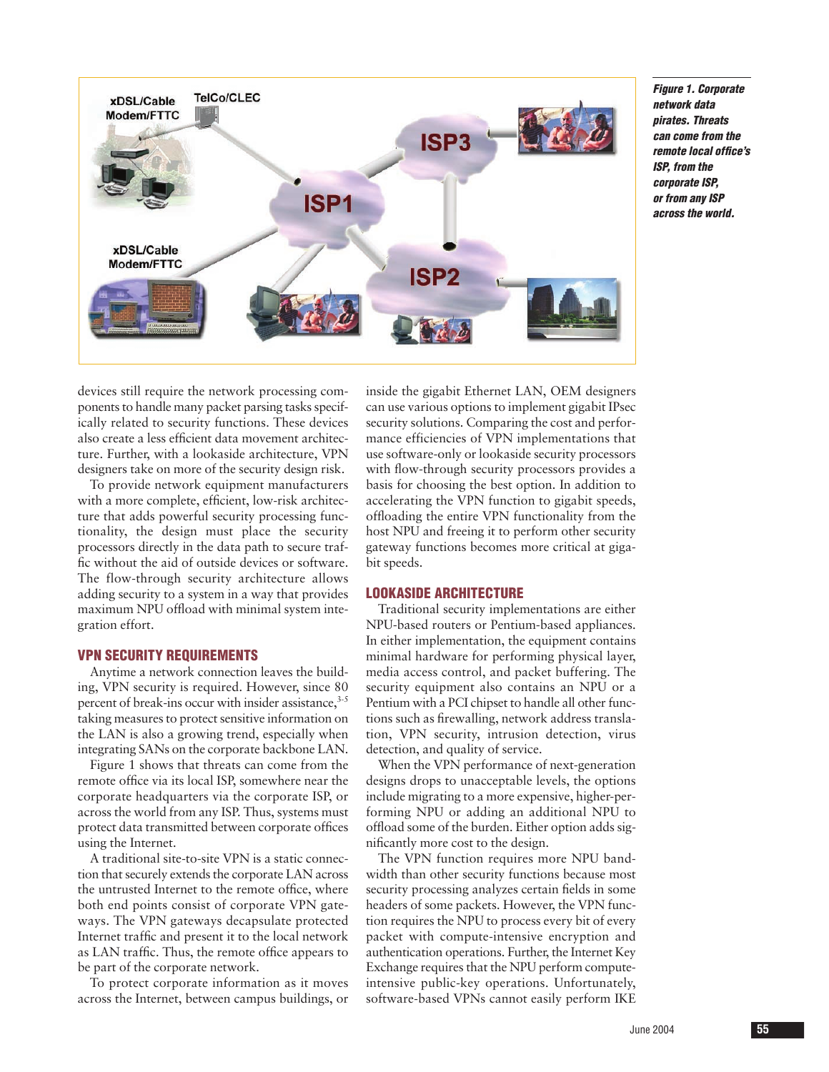*Figure 1. Corporate network data pirates. Threats can come from the remote local office's ISP, from the corporate ISP, or from any ISP across the world.*

devices still require the network processing components to handle many packet parsing tasks specifically related to security functions. These devices also create a less efficient data movement architecture. Further, with a lookaside architecture, VPN designers take on more of the security design risk.

To provide network equipment manufacturers with a more complete, efficient, low-risk architecture that adds powerful security processing functionality, the design must place the security processors directly in the data path to secure traffic without the aid of outside devices or software. The flow-through security architecture allows adding security to a system in a way that provides maximum NPU offload with minimal system integration effort.

## VPN SECURITY REQUIREMENTS

Anytime a network connection leaves the building, VPN security is required. However, since 80 percent of break-ins occur with insider assistance,[3-5] taking measures to protect sensitive information on the LAN is also a growing trend, especially when integrating SANs on the corporate backbone LAN.

Figure 1 shows that threats can come from the remote office via its local ISP, somewhere near the corporate headquarters via the corporate ISP, or across the world from any ISP. Thus, systems must protect data transmitted between corporate offices using the Internet.

A traditional site-to-site VPN is a static connection that securely extends the corporate LAN across the untrusted Internet to the remote office, where both end points consist of corporate VPN gateways. The VPN gateways decapsulate protected Internet traffic and present it to the local network as LAN traffic. Thus, the remote office appears to be part of the corporate network.

To protect corporate information as it moves across the Internet, between campus buildings, or inside the gigabit Ethernet LAN, OEM designers can use various options to implement gigabit IPsec security solutions. Comparing the cost and performance efficiencies of VPN implementations that use software-only or lookaside security processors with flow-through security processors provides a basis for choosing the best option. In addition to accelerating the VPN function to gigabit speeds, offloading the entire VPN functionality from the host NPU and freeing it to perform other security gateway functions becomes more critical at gigabit speeds.

## LOOKASIDE ARCHITECTURE

Traditional security implementations are either NPU-based routers or Pentium-based appliances. In either implementation, the equipment contains minimal hardware for performing physical layer, media access control, and packet buffering. The security equipment also contains an NPU or a Pentium with a PCI chipset to handle all other functions such as firewalling, network address translation, VPN security, intrusion detection, virus detection, and quality of service.

When the VPN performance of next-generation designs drops to unacceptable levels, the options include migrating to a more expensive, higher-performing NPU or adding an additional NPU to offload some of the burden. Either option adds significantly more cost to the design.

The VPN function requires more NPU bandwidth than other security functions because most security processing analyzes certain fields in some headers of some packets. However, the VPN function requires the NPU to process every bit of every packet with compute-intensive encryption and authentication operations. Further, the Internet Key Exchange requires that the NPU perform compute-intensive public-key operations. Unfortunately, software-based VPNs cannot easily perform IKE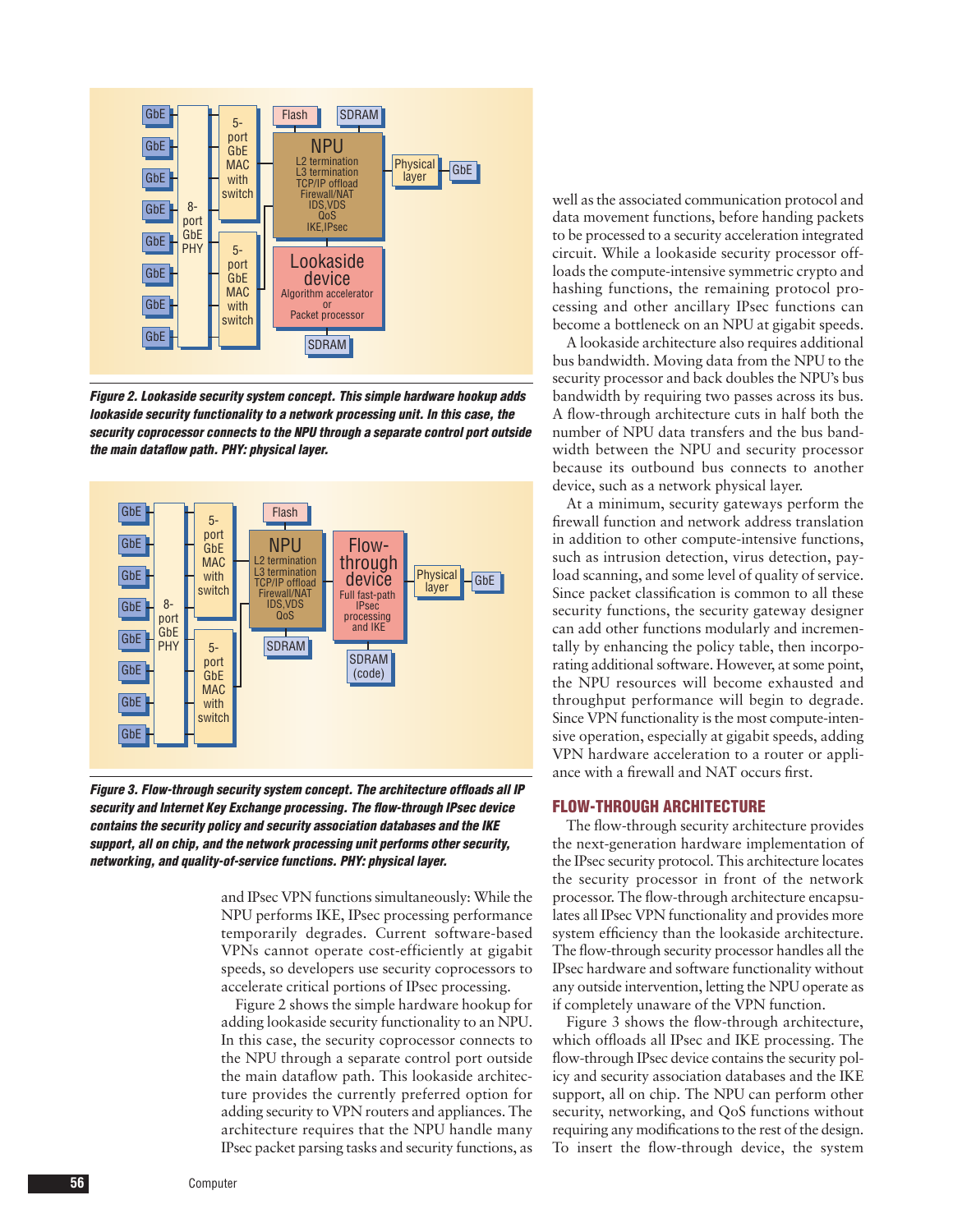*Figure 2. Lookaside security system concept. This simple hardware hookup adds lookaside security functionality to a network processing unit. In this case, the security coprocessor connects to the NPU through a separate control port outside the main dataflow path. PHY: physical layer.*

*Figure 3. Flow-through security system concept. The architecture offloads all IP security and Internet Key Exchange processing. The flow-through IPsec device contains the security policy and security association databases and the IKE support, all on chip, and the network processing unit performs other security, networking, and quality-of-service functions. PHY: physical layer.*

and IPsec VPN functions simultaneously: While the NPU performs IKE, IPsec processing performance temporarily degrades. Current software-based VPNs cannot operate cost-efficiently at gigabit speeds, so developers use security coprocessors to accelerate critical portions of IPsec processing.

Figure 2 shows the simple hardware hookup for adding lookaside security functionality to an NPU. In this case, the security coprocessor connects to the NPU through a separate control port outside the main dataflow path. This lookaside architecture provides the currently preferred option for adding security to VPN routers and appliances. The architecture requires that the NPU handle many IPsec packet parsing tasks and security functions, as well as the associated communication protocol and data movement functions, before handing packets to be processed to a security acceleration integrated circuit. While a lookaside security processor offloads the compute-intensive symmetric crypto and hashing functions, the remaining protocol processing and other ancillary IPsec functions can become a bottleneck on an NPU at gigabit speeds.

A lookaside architecture also requires additional bus bandwidth. Moving data from the NPU to the security processor and back doubles the NPU's bus bandwidth by requiring two passes across its bus. A flow-through architecture cuts in half both the number of NPU data transfers and the bus bandwidth between the NPU and security processor because its outbound bus connects to another device, such as a network physical layer.

At a minimum, security gateways perform the firewall function and network address translation in addition to other compute-intensive functions, such as intrusion detection, virus detection, payload scanning, and some level of quality of service. Since packet classification is common to all these security functions, the security gateway designer can add other functions modularly and incrementally by enhancing the policy table, then incorporating additional software. However, at some point, the NPU resources will become exhausted and throughput performance will begin to degrade. Since VPN functionality is the most compute-intensive operation, especially at gigabit speeds, adding VPN hardware acceleration to a router or appliance with a firewall and NAT occurs first.

## FLOW-THROUGH ARCHITECTURE

The flow-through security architecture provides the next-generation hardware implementation of the IPsec security protocol. This architecture locates the security processor in front of the network processor. The flow-through architecture encapsulates all IPsec VPN functionality and provides more system efficiency than the lookaside architecture. The flow-through security processor handles all the IPsec hardware and software functionality without any outside intervention, letting the NPU operate as if completely unaware of the VPN function.

Figure 3 shows the flow-through architecture, which offloads all IPsec and IKE processing. The flow-through IPsec device contains the security policy and security association databases and the IKE support, all on chip. The NPU can perform other security, networking, and QoS functions without requiring any modifications to the rest of the design. To insert the flow-through device, the system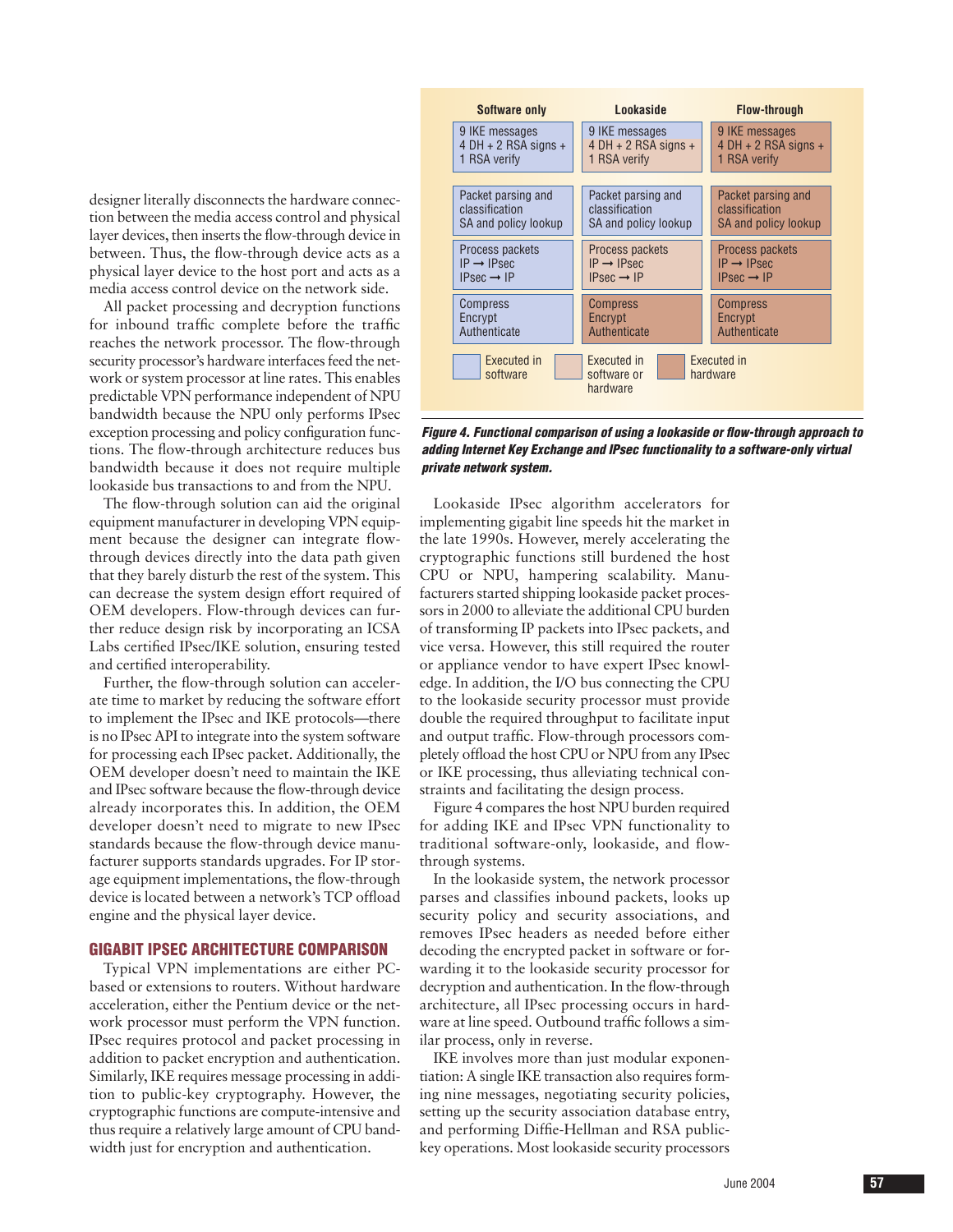designer literally disconnects the hardware connection between the media access control and physical layer devices, then inserts the flow-through device in between. Thus, the flow-through device acts as a physical layer device to the host port and acts as a media access control device on the network side.

All packet processing and decryption functions for inbound traffic complete before the traffic reaches the network processor. The flow-through security processor's hardware interfaces feed the network or system processor at line rates. This enables predictable VPN performance independent of NPU bandwidth because the NPU only performs IPsec exception processing and policy configuration functions. The flow-through architecture reduces bus bandwidth because it does not require multiple lookaside bus transactions to and from the NPU.

The flow-through solution can aid the original equipment manufacturer in developing VPN equipment because the designer can integrate flow-through devices directly into the data path given that they barely disturb the rest of the system. This can decrease the system design effort required of OEM developers. Flow-through devices can further reduce design risk by incorporating an ICSA Labs certified IPsec/IKE solution, ensuring tested and certified interoperability.

Further, the flow-through solution can accelerate time to market by reducing the software effort to implement the IPsec and IKE protocols—there is no IPsec API to integrate into the system software for processing each IPsec packet. Additionally, the OEM developer doesn't need to maintain the IKE and IPsec software because the flow-through device already incorporates this. In addition, the OEM developer doesn't need to migrate to new IPsec standards because the flow-through device manufacturer supports standards upgrades. For IP storage equipment implementations, the flow-through device is located between a network's TCP offload engine and the physical layer device.

## GIGABIT IPSEC ARCHITECTURE COMPARISON

Typical VPN implementations are either PC-based or extensions to routers. Without hardware acceleration, either the Pentium device or the network processor must perform the VPN function. IPsec requires protocol and packet processing in addition to packet encryption and authentication. Similarly, IKE requires message processing in addition to public-key cryptography. However, the cryptographic functions are compute-intensive and thus require a relatively large amount of CPU bandwidth just for encryption and authentication.

| Software only | Lookaside | Flow-through |
|---|---|---|
| 9 IKE messages<br>4 DH + 2 RSA signs +<br>1 RSA verify | 9 IKE messages<br>4 DH + 2 RSA signs +<br>1 RSA verify | 9 IKE messages<br>4 DH + 2 RSA signs +<br>1 RSA verify |
| Packet parsing and classification<br>SA and policy lookup | Packet parsing and classification<br>SA and policy lookup | Packet parsing and classification<br>SA and policy lookup |
| Process packets<br>IP → IPsec<br>IPsec → IP | Process packets<br>IP → IPsec<br>IPsec → IP | Process packets<br>IP → IPsec<br>IPsec → IP |
| Compress<br>Encrypt<br>Authenticate | Compress<br>Encrypt<br>Authenticate | Compress<br>Encrypt<br>Authenticate |

Executed in software
Executed in software or hardware
Executed in hardware

*Figure 4. Functional comparison of using a lookaside or flow-through approach to adding Internet Key Exchange and IPsec functionality to a software-only virtual private network system.*

Lookaside IPsec algorithm accelerators for implementing gigabit line speeds hit the market in the late 1990s. However, merely accelerating the cryptographic functions still burdened the host CPU or NPU, hampering scalability. Manufacturers started shipping lookaside packet processors in 2000 to alleviate the additional CPU burden of transforming IP packets into IPsec packets, and vice versa. However, this still required the router or appliance vendor to have expert IPsec knowledge. In addition, the I/O bus connecting the CPU to the lookaside security processor must provide double the required throughput to facilitate input and output traffic. Flow-through processors completely offload the host CPU or NPU from any IPsec or IKE processing, thus alleviating technical constraints and facilitating the design process.

Figure 4 compares the host NPU burden required for adding IKE and IPsec VPN functionality to traditional software-only, lookaside, and flow-through systems.

In the lookaside system, the network processor parses and classifies inbound packets, looks up security policy and security associations, and removes IPsec headers as needed before either decoding the encrypted packet in software or forwarding it to the lookaside security processor for decryption and authentication. In the flow-through architecture, all IPsec processing occurs in hardware at line speed. Outbound traffic follows a similar process, only in reverse.

IKE involves more than just modular exponentiation: A single IKE transaction also requires forming nine messages, negotiating security policies, setting up the security association database entry, and performing Diffie-Hellman and RSA public-key operations. Most lookaside security processors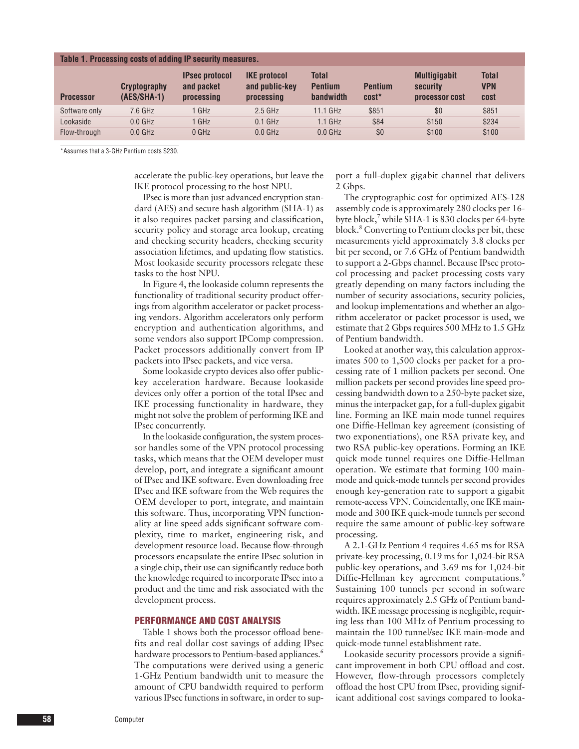**Table 1. Processing costs of adding IP security measures.**

| Processor | Cryptography (AES/SHA-1) | IPsec protocol and packet processing | IKE protocol and public-key processing | Total Pentium bandwidth | Pentium cost* | Multigigabit security processor cost | Total VPN cost |
|---|---|---|---|---|---|---|---|
| Software only | 7.6 GHz | 1 GHz | 2.5 GHz | 11.1 GHz | $851 | $0 | $851 |
| Lookaside | 0.0 GHz | 1 GHz | 0.1 GHz | 1.1 GHz | $84 | $150 | $234 |
| Flow-through | 0.0 GHz | 0 GHz | 0.0 GHz | 0.0 GHz | $0 | $100 | $100 |

*Assumes that a 3-GHz Pentium costs $230.

accelerate the public-key operations, but leave the IKE protocol processing to the host NPU.

IPsec is more than just advanced encryption standard (AES) and secure hash algorithm (SHA-1) as it also requires packet parsing and classification, security policy and storage area lookup, creating and checking security headers, checking security association lifetimes, and updating flow statistics. Most lookaside security processors relegate these tasks to the host NPU.

In Figure 4, the lookaside column represents the functionality of traditional security product offerings from algorithm accelerator or packet processing vendors. Algorithm accelerators only perform encryption and authentication algorithms, and some vendors also support IPComp compression. Packet processors additionally convert from IP packets into IPsec packets, and vice versa.

Some lookaside crypto devices also offer public-key acceleration hardware. Because lookaside devices only offer a portion of the total IPsec and IKE processing functionality in hardware, they might not solve the problem of performing IKE and IPsec concurrently.

In the lookaside configuration, the system processor handles some of the VPN protocol processing tasks, which means that the OEM developer must develop, port, and integrate a significant amount of IPsec and IKE software. Even downloading free IPsec and IKE software from the Web requires the OEM developer to port, integrate, and maintain this software. Thus, incorporating VPN functionality at line speed adds significant software complexity, time to market, engineering risk, and development resource load. Because flow-through processors encapsulate the entire IPsec solution in a single chip, their use can significantly reduce both the knowledge required to incorporate IPsec into a product and the time and risk associated with the development process.

## PERFORMANCE AND COST ANALYSIS

Table 1 shows both the processor offload benefits and real dollar cost savings of adding IPsec hardware processors to Pentium-based appliances.[6] The computations were derived using a generic 1-GHz Pentium bandwidth unit to measure the amount of CPU bandwidth required to perform various IPsec functions in software, in order to support a full-duplex gigabit channel that delivers 2 Gbps.

The cryptographic cost for optimized AES-128 assembly code is approximately 280 clocks per 16-byte block,[7] while SHA-1 is 830 clocks per 64-byte block.[8] Converting to Pentium clocks per bit, these measurements yield approximately 3.8 clocks per bit per second, or 7.6 GHz of Pentium bandwidth to support a 2-Gbps channel. Because IPsec protocol processing and packet processing costs vary greatly depending on many factors including the number of security associations, security policies, and lookup implementations and whether an algorithm accelerator or packet processor is used, we estimate that 2 Gbps requires 500 MHz to 1.5 GHz of Pentium bandwidth.

Looked at another way, this calculation approximates 500 to 1,500 clocks per packet for a processing rate of 1 million packets per second. One million packets per second provides line speed processing bandwidth down to a 250-byte packet size, minus the interpacket gap, for a full-duplex gigabit line. Forming an IKE main mode tunnel requires one Diffie-Hellman key agreement (consisting of two exponentiations), one RSA private key, and two RSA public-key operations. Forming an IKE quick mode tunnel requires one Diffie-Hellman operation. We estimate that forming 100 main-mode and quick-mode tunnels per second provides enough key-generation rate to support a gigabit remote-access VPN. Coincidentally, one IKE main-mode and 300 IKE quick-mode tunnels per second require the same amount of public-key software processing.

A 2.1-GHz Pentium 4 requires 4.65 ms for RSA private-key processing, 0.19 ms for 1,024-bit RSA public-key operations, and 3.69 ms for 1,024-bit Diffie-Hellman key agreement computations.[9] Sustaining 100 tunnels per second in software requires approximately 2.5 GHz of Pentium bandwidth. IKE message processing is negligible, requiring less than 100 MHz of Pentium processing to maintain the 100 tunnel/sec IKE main-mode and quick-mode tunnel establishment rate.

Lookaside security processors provide a significant improvement in both CPU offload and cost. However, flow-through processors completely offload the host CPU from IPsec, providing significant additional cost savings compared to looka-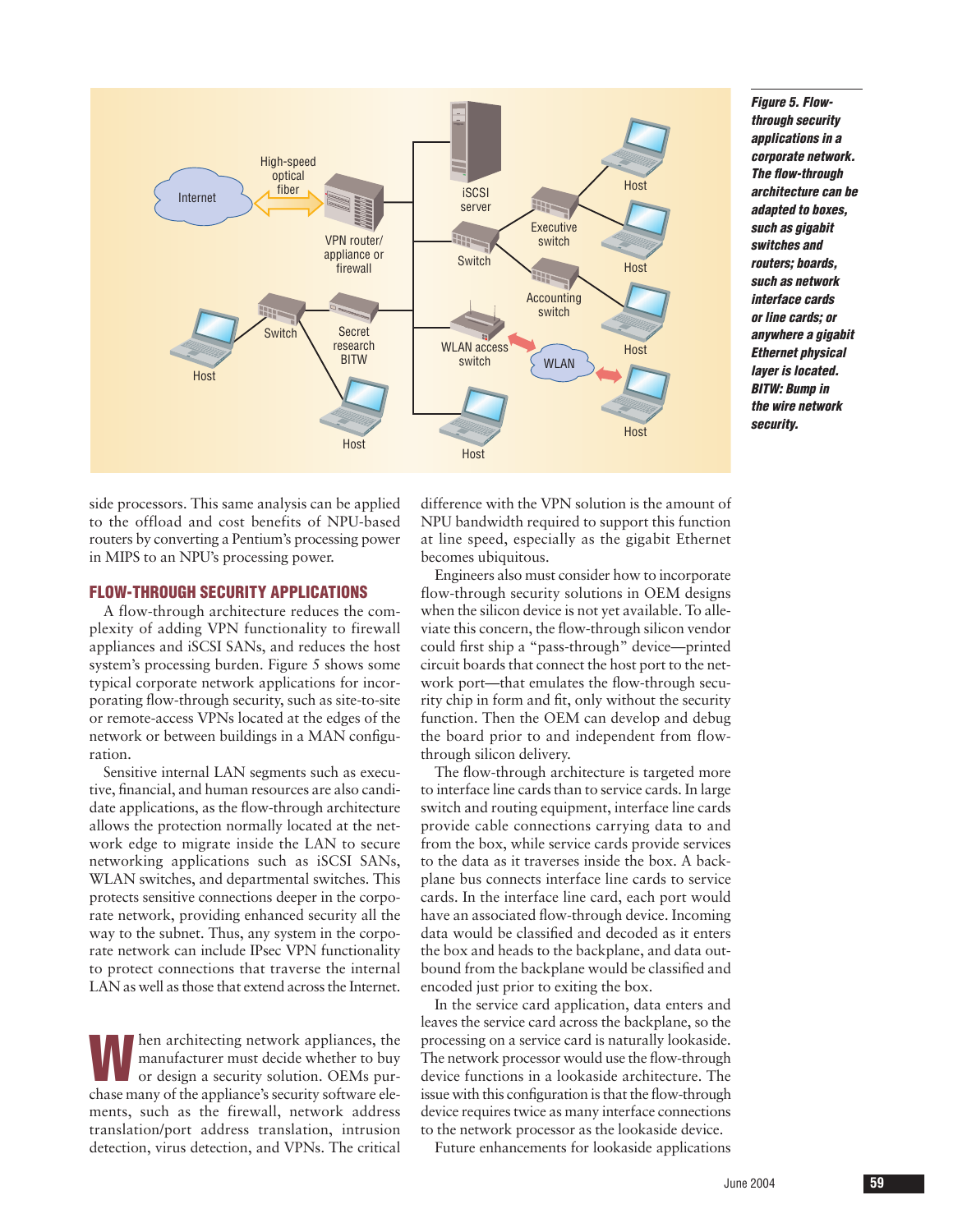*Figure 5. Flow-through security applications in a corporate network. The flow-through architecture can be adapted to boxes, such as gigabit switches and routers; boards, such as network interface cards or line cards; or anywhere a gigabit Ethernet physical layer is located. BITW: Bump in the wire network security.*

side processors. This same analysis can be applied to the offload and cost benefits of NPU-based routers by converting a Pentium's processing power in MIPS to an NPU's processing power.

## FLOW-THROUGH SECURITY APPLICATIONS

A flow-through architecture reduces the complexity of adding VPN functionality to firewall appliances and iSCSI SANs, and reduces the host system's processing burden. Figure 5 shows some typical corporate network applications for incorporating flow-through security, such as site-to-site or remote-access VPNs located at the edges of the network or between buildings in a MAN configuration.

Sensitive internal LAN segments such as executive, financial, and human resources are also candidate applications, as the flow-through architecture allows the protection normally located at the network edge to migrate inside the LAN to secure networking applications such as iSCSI SANs, WLAN switches, and departmental switches. This protects sensitive connections deeper in the corporate network, providing enhanced security all the way to the subnet. Thus, any system in the corporate network can include IPsec VPN functionality to protect connections that traverse the internal LAN as well as those that extend across the Internet.

When architecting network appliances, the manufacturer must decide whether to buy or design a security solution. OEMs purchase many of the appliance's security software elements, such as the firewall, network address translation/port address translation, intrusion detection, virus detection, and VPNs. The critical difference with the VPN solution is the amount of NPU bandwidth required to support this function at line speed, especially as the gigabit Ethernet becomes ubiquitous.

Engineers also must consider how to incorporate flow-through security solutions in OEM designs when the silicon device is not yet available. To alleviate this concern, the flow-through silicon vendor could first ship a "pass-through" device—printed circuit boards that connect the host port to the network port—that emulates the flow-through security chip in form and fit, only without the security function. Then the OEM can develop and debug the board prior to and independent from flow-through silicon delivery.

The flow-through architecture is targeted more to interface line cards than to service cards. In large switch and routing equipment, interface line cards provide cable connections carrying data to and from the box, while service cards provide services to the data as it traverses inside the box. A backplane bus connects interface line cards to service cards. In the interface line card, each port would have an associated flow-through device. Incoming data would be classified and decoded as it enters the box and heads to the backplane, and data outbound from the backplane would be classified and encoded just prior to exiting the box.

In the service card application, data enters and leaves the service card across the backplane, so the processing on a service card is naturally lookaside. The network processor would use the flow-through device functions in a lookaside architecture. The issue with this configuration is that the flow-through device requires twice as many interface connections to the network processor as the lookaside device.

Future enhancements for lookaside applications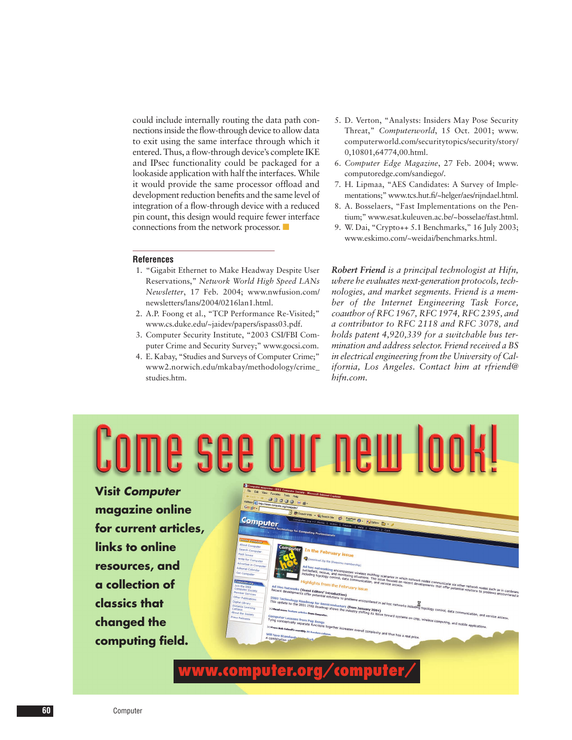could include internally routing the data path connections inside the flow-through device to allow data to exit using the same interface through which it entered. Thus, a flow-through device's complete IKE and IPsec functionality could be packaged for a lookaside application with half the interfaces. While it would provide the same processor offload and development reduction benefits and the same level of integration of a flow-through device with a reduced pin count, this design would require fewer interface connections from the network processor.

## References

1. "Gigabit Ethernet to Make Headway Despite User Reservations," *Network World High Speed LANs Newsletter*, 17 Feb. 2004; www.nwfusion.com/newsletters/lans/2004/0216lan1.html.
2. A.P. Foong et al., "TCP Performance Re-Visited;" www.cs.duke.edu/~jaidev/papers/ispass03.pdf.
3. Computer Security Institute, "2003 CSI/FBI Computer Crime and Security Survey;" www.gocsi.com.
4. E. Kabay, "Studies and Surveys of Computer Crime;" www2.norwich.edu/mkabay/methodology/crime_studies.htm.
5. D. Verton, "Analysts: Insiders May Pose Security Threat," *Computerworld*, 15 Oct. 2001; www.computerworld.com/securitytopics/security/story/0,10801,64774,00.html.
6. *Computer Edge Magazine*, 27 Feb. 2004; www.computoredge.com/sandiego/.
7. H. Lipmaa, "AES Candidates: A Survey of Implementations;" www.tcs.hut.fi/~helger/aes/rijndael.html.
8. A. Bosselaers, "Fast Implementations on the Pentium;" www.esat.kuleuven.ac.be/~bosselae/fast.html.
9. W. Dai, "Crypto++ 5.1 Benchmarks," 16 July 2003; www.eskimo.com/~weidai/benchmarks.html.

***Robert Friend*** *is a principal technologist at Hifn, where he evaluates next-generation protocols, technologies, and market segments. Friend is a member of the Internet Engineering Task Force, coauthor of RFC 1967, RFC 1974, RFC 2395, and a contributor to RFC 2118 and RFC 3078, and holds patent 4,920,339 for a switchable bus termination and address selector. Friend received a BS in electrical engineering from the University of California, Los Angeles. Contact him at rfriend@hifn.com.*

# Come see our new look!

**Visit *Computer* magazine online for current articles, links to online resources, and a collection of classics that changed the computing field.**

**www.computer.org/computer/**